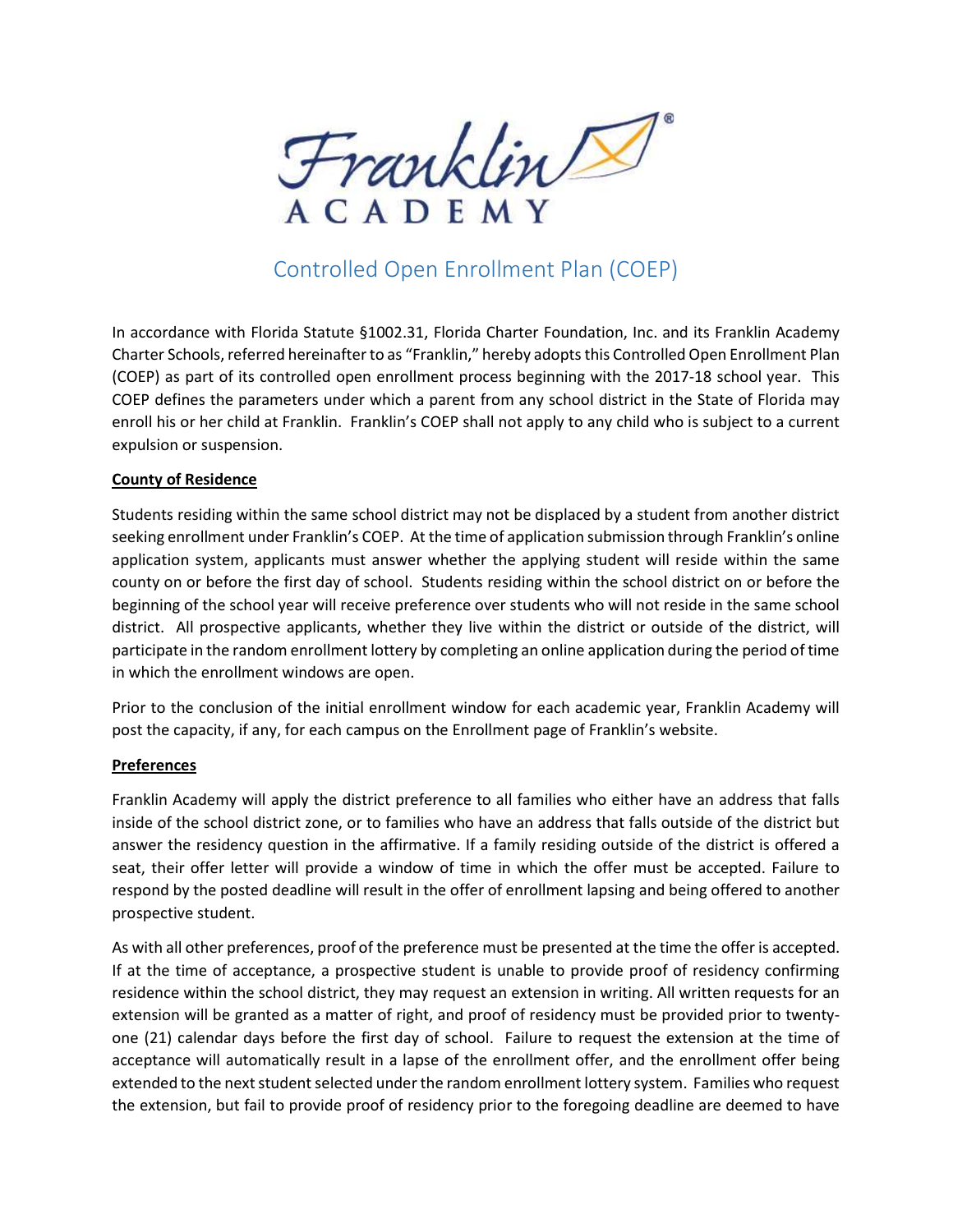Franklin ACADEMY

# Controlled Open Enrollment Plan (COEP)

In accordance with Florida Statute §1002.31, Florida Charter Foundation, Inc. and its Franklin Academy Charter Schools, referred hereinafter to as "Franklin," hereby adopts this Controlled Open Enrollment Plan (COEP) as part of its controlled open enrollment process beginning with the 2017-18 school year. This COEP defines the parameters under which a parent from any school district in the State of Florida may enroll his or her child at Franklin. Franklin's COEP shall not apply to any child who is subject to a current expulsion or suspension.

**County of Residence**

Students residing within the same school district may not be displaced by a student from another district seeking enrollment under Franklin's COEP. At the time of application submission through Franklin's online application system, applicants must answer whether the applying student will reside within the same county on or before the first day of school. Students residing within the school district on or before the beginning of the school year will receive preference over students who will not reside in the same school district. All prospective applicants, whether they live within the district or outside of the district, will participate in the random enrollment lottery by completing an online application during the period of time in which the enrollment windows are open.

Prior to the conclusion of the initial enrollment window for each academic year, Franklin Academy will post the capacity, if any, for each campus on the Enrollment page of Franklin's website.

**Preferences**

Franklin Academy will apply the district preference to all families who either have an address that falls inside of the school district zone, or to families who have an address that falls outside of the district but answer the residency question in the affirmative. If a family residing outside of the district is offered a seat, their offer letter will provide a window of time in which the offer must be accepted. Failure to respond by the posted deadline will result in the offer of enrollment lapsing and being offered to another prospective student.

As with all other preferences, proof of the preference must be presented at the time the offer is accepted. If at the time of acceptance, a prospective student is unable to provide proof of residency confirming residence within the school district, they may request an extension in writing. All written requests for an extension will be granted as a matter of right, and proof of residency must be provided prior to twenty-one (21) calendar days before the first day of school. Failure to request the extension at the time of acceptance will automatically result in a lapse of the enrollment offer, and the enrollment offer being extended to the next student selected under the random enrollment lottery system. Families who request the extension, but fail to provide proof of residency prior to the foregoing deadline are deemed to have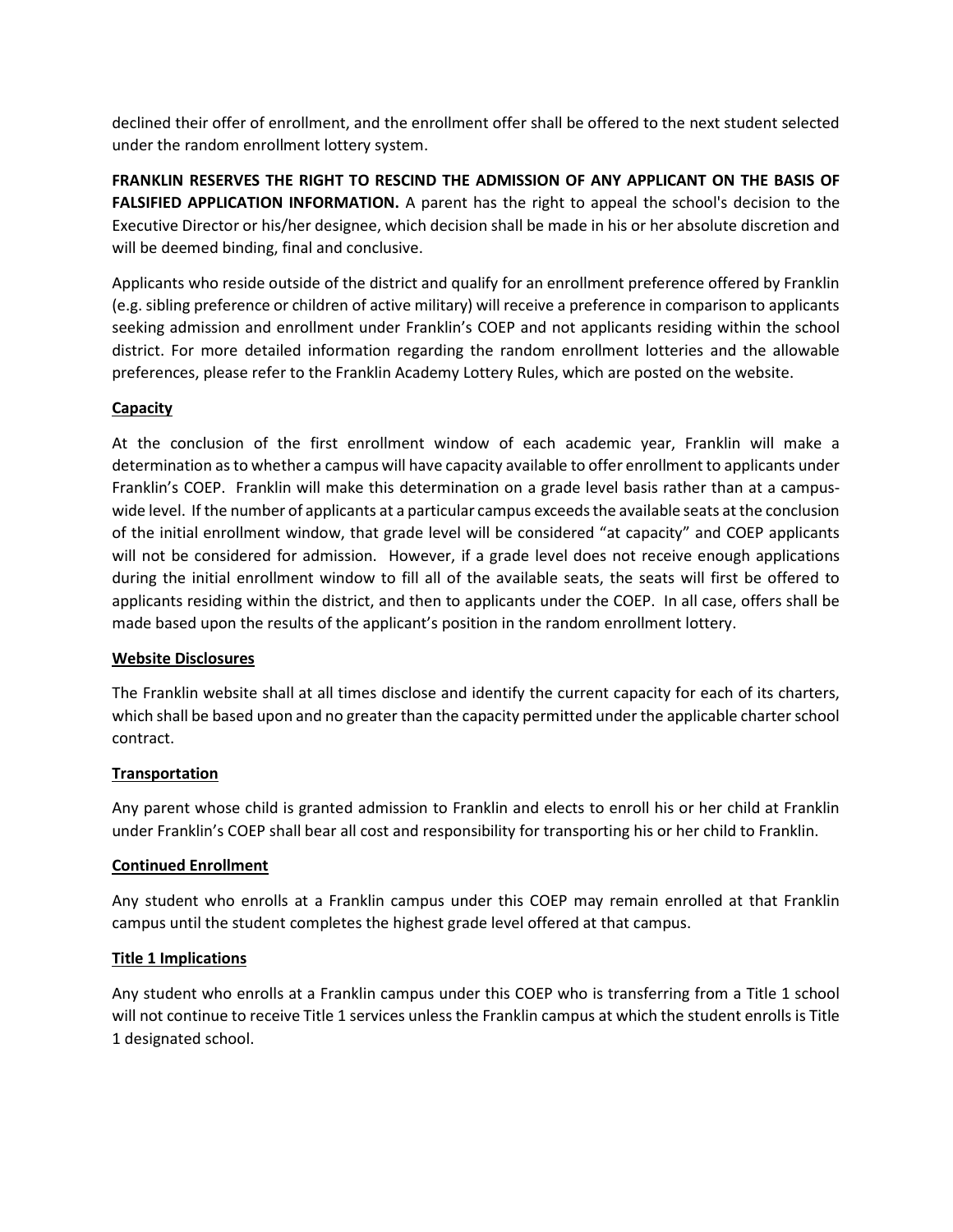declined their offer of enrollment, and the enrollment offer shall be offered to the next student selected under the random enrollment lottery system.

**FRANKLIN RESERVES THE RIGHT TO RESCIND THE ADMISSION OF ANY APPLICANT ON THE BASIS OF FALSIFIED APPLICATION INFORMATION.** A parent has the right to appeal the school's decision to the Executive Director or his/her designee, which decision shall be made in his or her absolute discretion and will be deemed binding, final and conclusive.

Applicants who reside outside of the district and qualify for an enrollment preference offered by Franklin (e.g. sibling preference or children of active military) will receive a preference in comparison to applicants seeking admission and enrollment under Franklin's COEP and not applicants residing within the school district. For more detailed information regarding the random enrollment lotteries and the allowable preferences, please refer to the Franklin Academy Lottery Rules, which are posted on the website.

**Capacity**

At the conclusion of the first enrollment window of each academic year, Franklin will make a determination as to whether a campus will have capacity available to offer enrollment to applicants under Franklin's COEP. Franklin will make this determination on a grade level basis rather than at a campus-wide level. If the number of applicants at a particular campus exceeds the available seats at the conclusion of the initial enrollment window, that grade level will be considered "at capacity" and COEP applicants will not be considered for admission. However, if a grade level does not receive enough applications during the initial enrollment window to fill all of the available seats, the seats will first be offered to applicants residing within the district, and then to applicants under the COEP. In all case, offers shall be made based upon the results of the applicant's position in the random enrollment lottery.

**Website Disclosures**

The Franklin website shall at all times disclose and identify the current capacity for each of its charters, which shall be based upon and no greater than the capacity permitted under the applicable charter school contract.

**Transportation**

Any parent whose child is granted admission to Franklin and elects to enroll his or her child at Franklin under Franklin's COEP shall bear all cost and responsibility for transporting his or her child to Franklin.

**Continued Enrollment**

Any student who enrolls at a Franklin campus under this COEP may remain enrolled at that Franklin campus until the student completes the highest grade level offered at that campus.

**Title 1 Implications**

Any student who enrolls at a Franklin campus under this COEP who is transferring from a Title 1 school will not continue to receive Title 1 services unless the Franklin campus at which the student enrolls is Title 1 designated school.